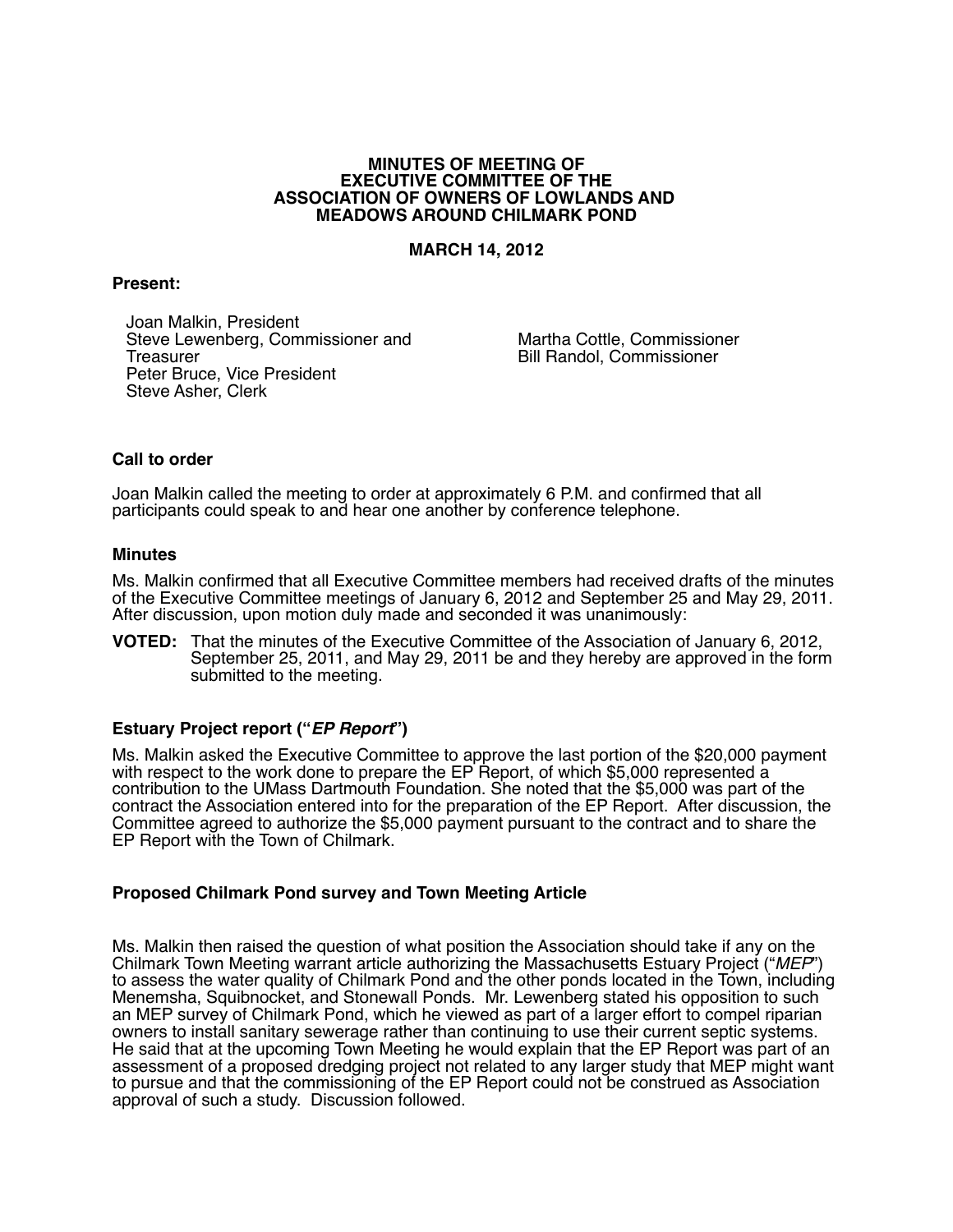**MINUTES OF MEETING OF**
**EXECUTIVE COMMITTEE OF THE**
**ASSOCIATION OF OWNERS OF LOWLANDS AND**
**MEADOWS AROUND CHILMARK POND**

**MARCH 14, 2012**

**Present:**

Joan Malkin, President
Steve Lewenberg, Commissioner and Treasurer
Peter Bruce, Vice President
Steve Asher, Clerk
Martha Cottle, Commissioner
Bill Randol, Commissioner

### Call to order

Joan Malkin called the meeting to order at approximately 6 P.M. and confirmed that all participants could speak to and hear one another by conference telephone.

### Minutes

Ms. Malkin confirmed that all Executive Committee members had received drafts of the minutes of the Executive Committee meetings of January 6, 2012 and September 25 and May 29, 2011. After discussion, upon motion duly made and seconded it was unanimously:

**VOTED:** That the minutes of the Executive Committee of the Association of January 6, 2012, September 25, 2011, and May 29, 2011 be and they hereby are approved in the form submitted to the meeting.

### Estuary Project report ("*EP Report*")

Ms. Malkin asked the Executive Committee to approve the last portion of the $20,000 payment with respect to the work done to prepare the EP Report, of which $5,000 represented a contribution to the UMass Dartmouth Foundation. She noted that the $5,000 was part of the contract the Association entered into for the preparation of the EP Report. After discussion, the Committee agreed to authorize the $5,000 payment pursuant to the contract and to share the EP Report with the Town of Chilmark.

### Proposed Chilmark Pond survey and Town Meeting Article

Ms. Malkin then raised the question of what position the Association should take if any on the Chilmark Town Meeting warrant article authorizing the Massachusetts Estuary Project ("*MEP*") to assess the water quality of Chilmark Pond and the other ponds located in the Town, including Menemsha, Squibnocket, and Stonewall Ponds. Mr. Lewenberg stated his opposition to such an MEP survey of Chilmark Pond, which he viewed as part of a larger effort to compel riparian owners to install sanitary sewerage rather than continuing to use their current septic systems. He said that at the upcoming Town Meeting he would explain that the EP Report was part of an assessment of a proposed dredging project not related to any larger study that MEP might want to pursue and that the commissioning of the EP Report could not be construed as Association approval of such a study. Discussion followed.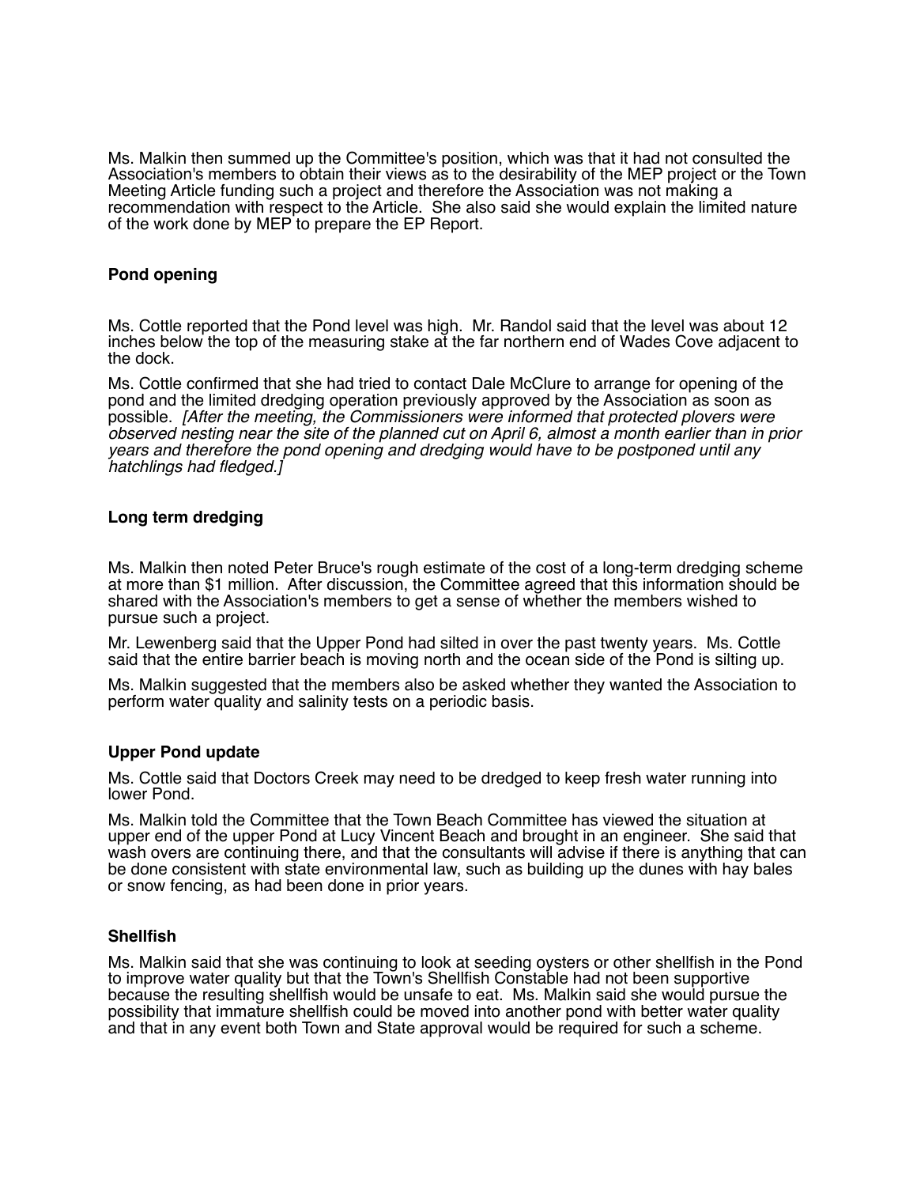Ms. Malkin then summed up the Committee's position, which was that it had not consulted the Association's members to obtain their views as to the desirability of the MEP project or the Town Meeting Article funding such a project and therefore the Association was not making a recommendation with respect to the Article. She also said she would explain the limited nature of the work done by MEP to prepare the EP Report.

### Pond opening

Ms. Cottle reported that the Pond level was high. Mr. Randol said that the level was about 12 inches below the top of the measuring stake at the far northern end of Wades Cove adjacent to the dock.

Ms. Cottle confirmed that she had tried to contact Dale McClure to arrange for opening of the pond and the limited dredging operation previously approved by the Association as soon as possible. *[After the meeting, the Commissioners were informed that protected plovers were observed nesting near the site of the planned cut on April 6, almost a month earlier than in prior years and therefore the pond opening and dredging would have to be postponed until any hatchlings had fledged.]*

### Long term dredging

Ms. Malkin then noted Peter Bruce's rough estimate of the cost of a long-term dredging scheme at more than $1 million. After discussion, the Committee agreed that this information should be shared with the Association's members to get a sense of whether the members wished to pursue such a project.

Mr. Lewenberg said that the Upper Pond had silted in over the past twenty years. Ms. Cottle said that the entire barrier beach is moving north and the ocean side of the Pond is silting up.

Ms. Malkin suggested that the members also be asked whether they wanted the Association to perform water quality and salinity tests on a periodic basis.

### Upper Pond update

Ms. Cottle said that Doctors Creek may need to be dredged to keep fresh water running into lower Pond.

Ms. Malkin told the Committee that the Town Beach Committee has viewed the situation at upper end of the upper Pond at Lucy Vincent Beach and brought in an engineer. She said that wash overs are continuing there, and that the consultants will advise if there is anything that can be done consistent with state environmental law, such as building up the dunes with hay bales or snow fencing, as had been done in prior years.

### Shellfish

Ms. Malkin said that she was continuing to look at seeding oysters or other shellfish in the Pond to improve water quality but that the Town's Shellfish Constable had not been supportive because the resulting shellfish would be unsafe to eat. Ms. Malkin said she would pursue the possibility that immature shellfish could be moved into another pond with better water quality and that in any event both Town and State approval would be required for such a scheme.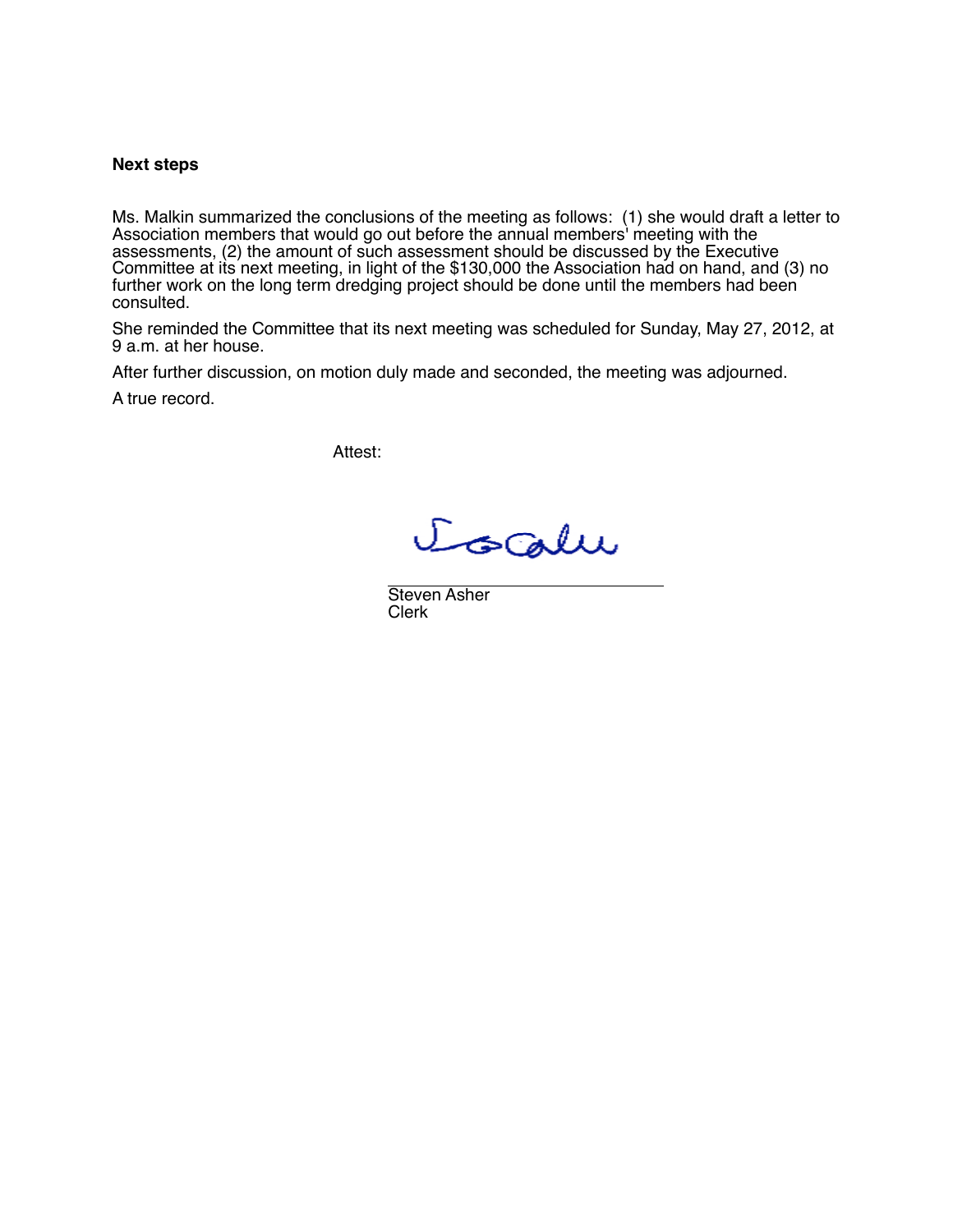**Next steps**

Ms. Malkin summarized the conclusions of the meeting as follows: (1) she would draft a letter to Association members that would go out before the annual members' meeting with the assessments, (2) the amount of such assessment should be discussed by the Executive Committee at its next meeting, in light of the $130,000 the Association had on hand, and (3) no further work on the long term dredging project should be done until the members had been consulted.

She reminded the Committee that its next meeting was scheduled for Sunday, May 27, 2012, at 9 a.m. at her house.

After further discussion, on motion duly made and seconded, the meeting was adjourned.

A true record.

Attest:

Steven Asher
Clerk